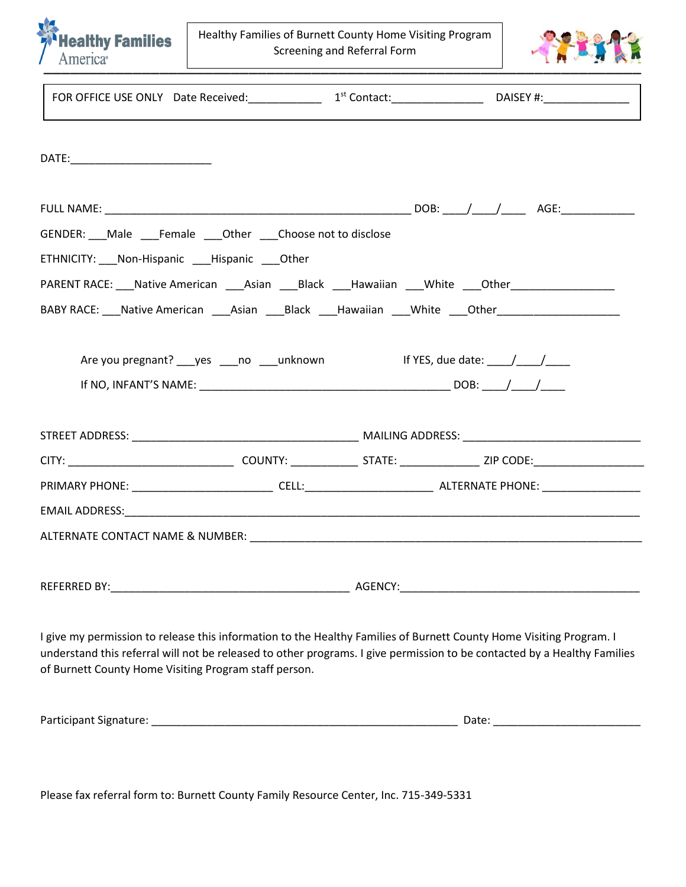Healthy Families America

# Healthy Families of Burnett County Home Visiting Program Screening and Referral Form

FOR OFFICE USE ONLY Date Received:____________ 1st Contact:_______________ DAISEY #:______________

DATE:________________________

FULL NAME: _____________________________________________________ DOB: ____/____/____ AGE:____________

GENDER: ___Male ___Female ___Other ___Choose not to disclose

ETHNICITY: ___Non-Hispanic ___Hispanic ___Other

PARENT RACE: ___Native American ___Asian ___Black ___Hawaiian ___White ___Other_________________

BABY RACE: ___Native American ___Asian ___Black ___Hawaiian ___White ___Other____________________

Are you pregnant? ___yes ___no ___unknown If YES, due date: ____/____/____

If NO, INFANT'S NAME: ___________________________________________ DOB: ____/____/____

STREET ADDRESS: _______________________________________ MAILING ADDRESS: ______________________________

CITY: ____________________________ COUNTY: ___________ STATE: _____________ ZIP CODE:___________________

PRIMARY PHONE: ________________________ CELL:______________________ ALTERNATE PHONE: _________________

EMAIL ADDRESS:__________________________________________________________________________________________

ALTERNATE CONTACT NAME & NUMBER: ____________________________________________________________________

REFERRED BY:_________________________________________ AGENCY:__________________________________________

I give my permission to release this information to the Healthy Families of Burnett County Home Visiting Program. I understand this referral will not be released to other programs. I give permission to be contacted by a Healthy Families of Burnett County Home Visiting Program staff person.

Participant Signature: ______________________________________________________ Date: _________________________

Please fax referral form to: Burnett County Family Resource Center, Inc. 715-349-5331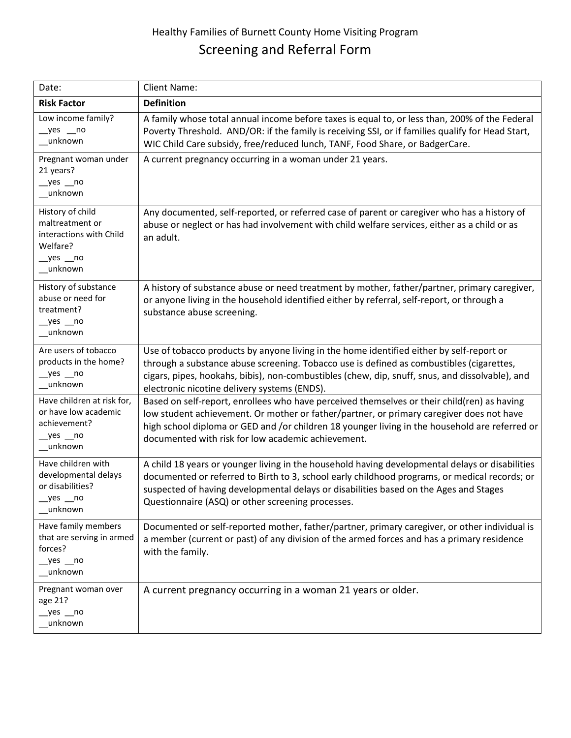Healthy Families of Burnett County Home Visiting Program

# Screening and Referral Form

| Date: | Client Name: |
|---|---|
| **Risk Factor** | **Definition** |
| Low income family?<br>__yes __no<br>__unknown | A family whose total annual income before taxes is equal to, or less than, 200% of the Federal Poverty Threshold. AND/OR: if the family is receiving SSI, or if families qualify for Head Start, WIC Child Care subsidy, free/reduced lunch, TANF, Food Share, or BadgerCare. |
| Pregnant woman under 21 years?<br>__yes __no<br>__unknown | A current pregnancy occurring in a woman under 21 years. |
| History of child maltreatment or interactions with Child Welfare?<br>__yes __no<br>__unknown | Any documented, self-reported, or referred case of parent or caregiver who has a history of abuse or neglect or has had involvement with child welfare services, either as a child or as an adult. |
| History of substance abuse or need for treatment?<br>__yes __no<br>__unknown | A history of substance abuse or need treatment by mother, father/partner, primary caregiver, or anyone living in the household identified either by referral, self-report, or through a substance abuse screening. |
| Are users of tobacco products in the home?<br>__yes __no<br>__unknown | Use of tobacco products by anyone living in the home identified either by self-report or through a substance abuse screening. Tobacco use is defined as combustibles (cigarettes, cigars, pipes, hookahs, bibis), non-combustibles (chew, dip, snuff, snus, and dissolvable), and electronic nicotine delivery systems (ENDS). |
| Have children at risk for, or have low academic achievement?<br>__yes __no<br>__unknown | Based on self-report, enrollees who have perceived themselves or their child(ren) as having low student achievement. Or mother or father/partner, or primary caregiver does not have high school diploma or GED and /or children 18 younger living in the household are referred or documented with risk for low academic achievement. |
| Have children with developmental delays or disabilities?<br>__yes __no<br>__unknown | A child 18 years or younger living in the household having developmental delays or disabilities documented or referred to Birth to 3, school early childhood programs, or medical records; or suspected of having developmental delays or disabilities based on the Ages and Stages Questionnaire (ASQ) or other screening processes. |
| Have family members that are serving in armed forces?<br>__yes __no<br>__unknown | Documented or self-reported mother, father/partner, primary caregiver, or other individual is a member (current or past) of any division of the armed forces and has a primary residence with the family. |
| Pregnant woman over age 21?<br>__yes __no<br>__unknown | A current pregnancy occurring in a woman 21 years or older. |